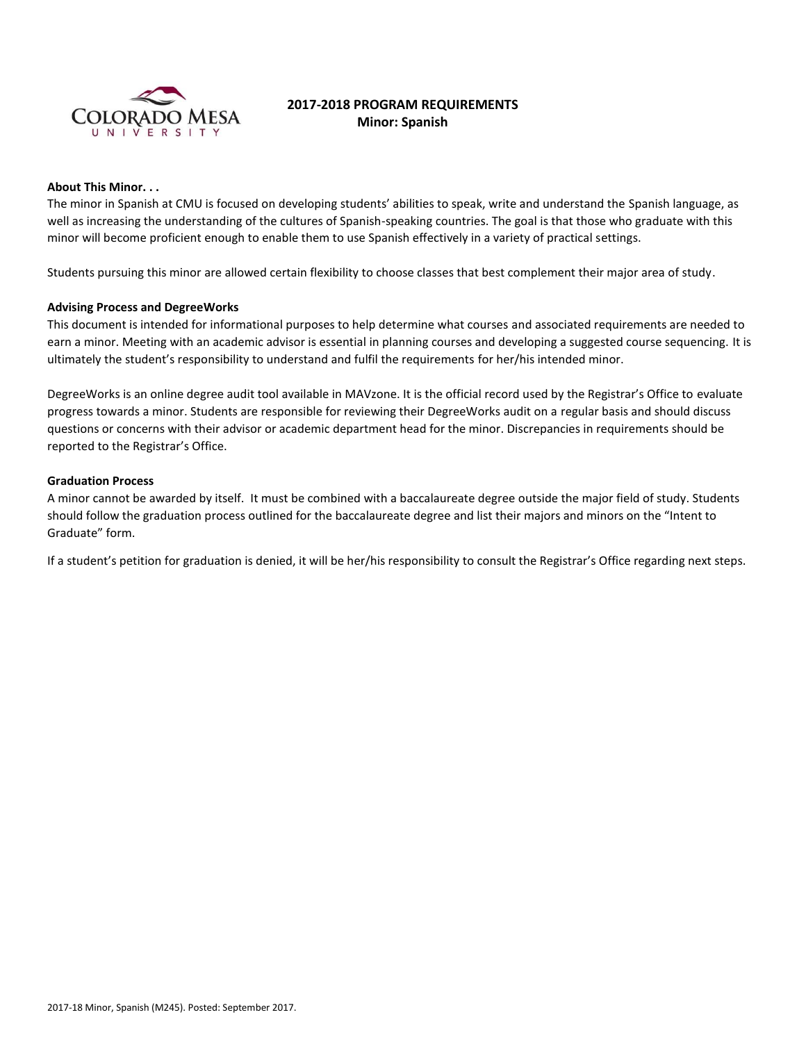# 2017-2018 PROGRAM REQUIREMENTS
## Minor: Spanish

**About This Minor. . .**

The minor in Spanish at CMU is focused on developing students' abilities to speak, write and understand the Spanish language, as well as increasing the understanding of the cultures of Spanish-speaking countries. The goal is that those who graduate with this minor will become proficient enough to enable them to use Spanish effectively in a variety of practical settings.

Students pursuing this minor are allowed certain flexibility to choose classes that best complement their major area of study.

**Advising Process and DegreeWorks**

This document is intended for informational purposes to help determine what courses and associated requirements are needed to earn a minor. Meeting with an academic advisor is essential in planning courses and developing a suggested course sequencing. It is ultimately the student's responsibility to understand and fulfil the requirements for her/his intended minor.

DegreeWorks is an online degree audit tool available in MAVzone. It is the official record used by the Registrar's Office to evaluate progress towards a minor. Students are responsible for reviewing their DegreeWorks audit on a regular basis and should discuss questions or concerns with their advisor or academic department head for the minor. Discrepancies in requirements should be reported to the Registrar's Office.

**Graduation Process**

A minor cannot be awarded by itself. It must be combined with a baccalaureate degree outside the major field of study. Students should follow the graduation process outlined for the baccalaureate degree and list their majors and minors on the "Intent to Graduate" form.

If a student's petition for graduation is denied, it will be her/his responsibility to consult the Registrar's Office regarding next steps.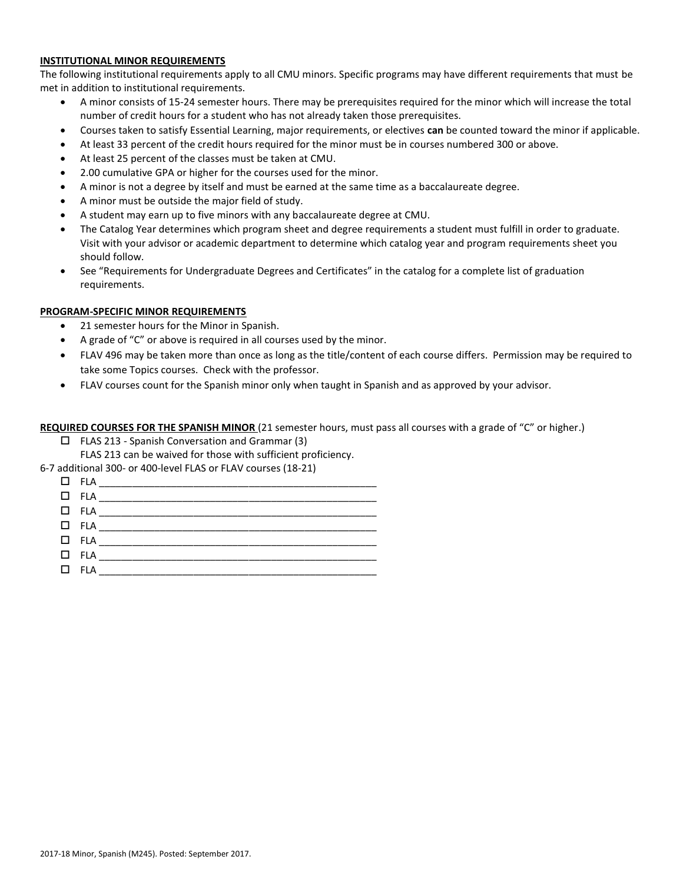**INSTITUTIONAL MINOR REQUIREMENTS**

The following institutional requirements apply to all CMU minors. Specific programs may have different requirements that must be met in addition to institutional requirements.

- A minor consists of 15-24 semester hours. There may be prerequisites required for the minor which will increase the total number of credit hours for a student who has not already taken those prerequisites.
- Courses taken to satisfy Essential Learning, major requirements, or electives **can** be counted toward the minor if applicable.
- At least 33 percent of the credit hours required for the minor must be in courses numbered 300 or above.
- At least 25 percent of the classes must be taken at CMU.
- 2.00 cumulative GPA or higher for the courses used for the minor.
- A minor is not a degree by itself and must be earned at the same time as a baccalaureate degree.
- A minor must be outside the major field of study.
- A student may earn up to five minors with any baccalaureate degree at CMU.
- The Catalog Year determines which program sheet and degree requirements a student must fulfill in order to graduate. Visit with your advisor or academic department to determine which catalog year and program requirements sheet you should follow.
- See "Requirements for Undergraduate Degrees and Certificates" in the catalog for a complete list of graduation requirements.

**PROGRAM-SPECIFIC MINOR REQUIREMENTS**

- 21 semester hours for the Minor in Spanish.
- A grade of "C" or above is required in all courses used by the minor.
- FLAV 496 may be taken more than once as long as the title/content of each course differs. Permission may be required to take some Topics courses. Check with the professor.
- FLAV courses count for the Spanish minor only when taught in Spanish and as approved by your advisor.

**REQUIRED COURSES FOR THE SPANISH MINOR** (21 semester hours, must pass all courses with a grade of "C" or higher.)

- ☐ FLAS 213 - Spanish Conversation and Grammar (3)
  FLAS 213 can be waived for those with sufficient proficiency.

6-7 additional 300- or 400-level FLAS or FLAV courses (18-21)

- ☐ FLA ____________________________________________________
- ☐ FLA ____________________________________________________
- ☐ FLA ____________________________________________________
- ☐ FLA ____________________________________________________
- ☐ FLA ____________________________________________________
- ☐ FLA ____________________________________________________
- ☐ FLA ____________________________________________________

2017-18 Minor, Spanish (M245). Posted: September 2017.